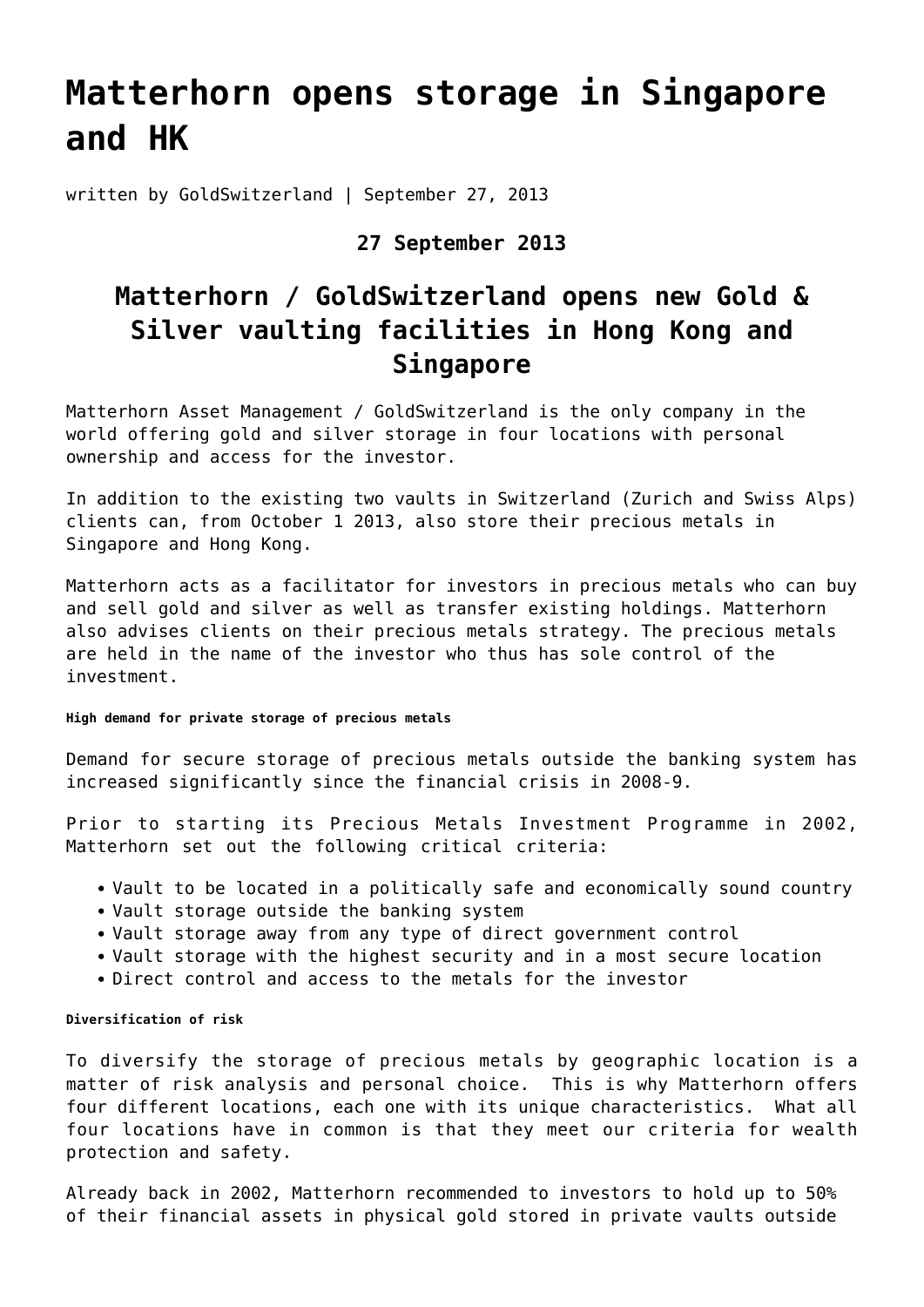# Matterhorn opens storage in Singapore and HK

written by GoldSwitzerland | September 27, 2013

**27 September 2013**

## Matterhorn / GoldSwitzerland opens new Gold & Silver vaulting facilities in Hong Kong and Singapore

Matterhorn Asset Management / GoldSwitzerland is the only company in the world offering gold and silver storage in four locations with personal ownership and access for the investor.

In addition to the existing two vaults in Switzerland (Zurich and Swiss Alps) clients can, from October 1 2013, also store their precious metals in Singapore and Hong Kong.

Matterhorn acts as a facilitator for investors in precious metals who can buy and sell gold and silver as well as transfer existing holdings. Matterhorn also advises clients on their precious metals strategy. The precious metals are held in the name of the investor who thus has sole control of the investment.

###### High demand for private storage of precious metals

Demand for secure storage of precious metals outside the banking system has increased significantly since the financial crisis in 2008-9.

Prior to starting its Precious Metals Investment Programme in 2002, Matterhorn set out the following critical criteria:

- Vault to be located in a politically safe and economically sound country
- Vault storage outside the banking system
- Vault storage away from any type of direct government control
- Vault storage with the highest security and in a most secure location
- Direct control and access to the metals for the investor

###### Diversification of risk

To diversify the storage of precious metals by geographic location is a matter of risk analysis and personal choice. This is why Matterhorn offers four different locations, each one with its unique characteristics. What all four locations have in common is that they meet our criteria for wealth protection and safety.

Already back in 2002, Matterhorn recommended to investors to hold up to 50% of their financial assets in physical gold stored in private vaults outside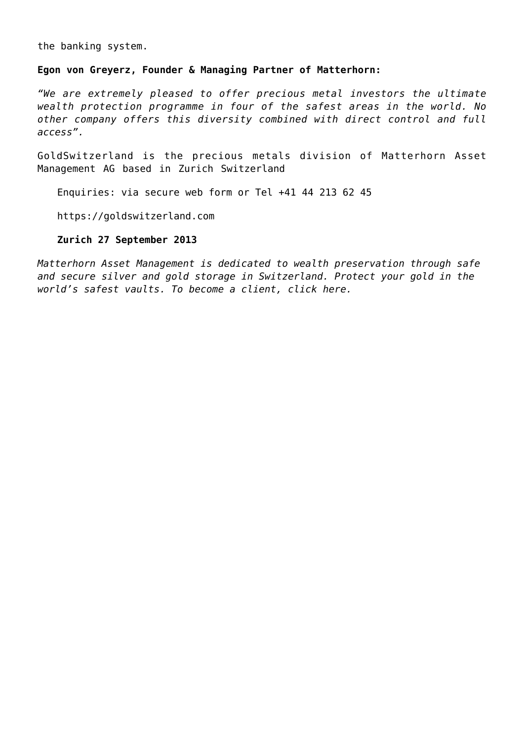the banking system.

**Egon von Greyerz, Founder & Managing Partner of Matterhorn:**

*"We are extremely pleased to offer precious metal investors the ultimate wealth protection programme in four of the safest areas in the world. No other company offers this diversity combined with direct control and full access".*

GoldSwitzerland is the precious metals division of Matterhorn Asset Management AG based in Zurich Switzerland

Enquiries: via secure web form or Tel +41 44 213 62 45

https://goldswitzerland.com

**Zurich 27 September 2013**

*Matterhorn Asset Management is dedicated to wealth preservation through safe and secure silver and gold storage in Switzerland. Protect your gold in the world's safest vaults. To become a client, click here.*